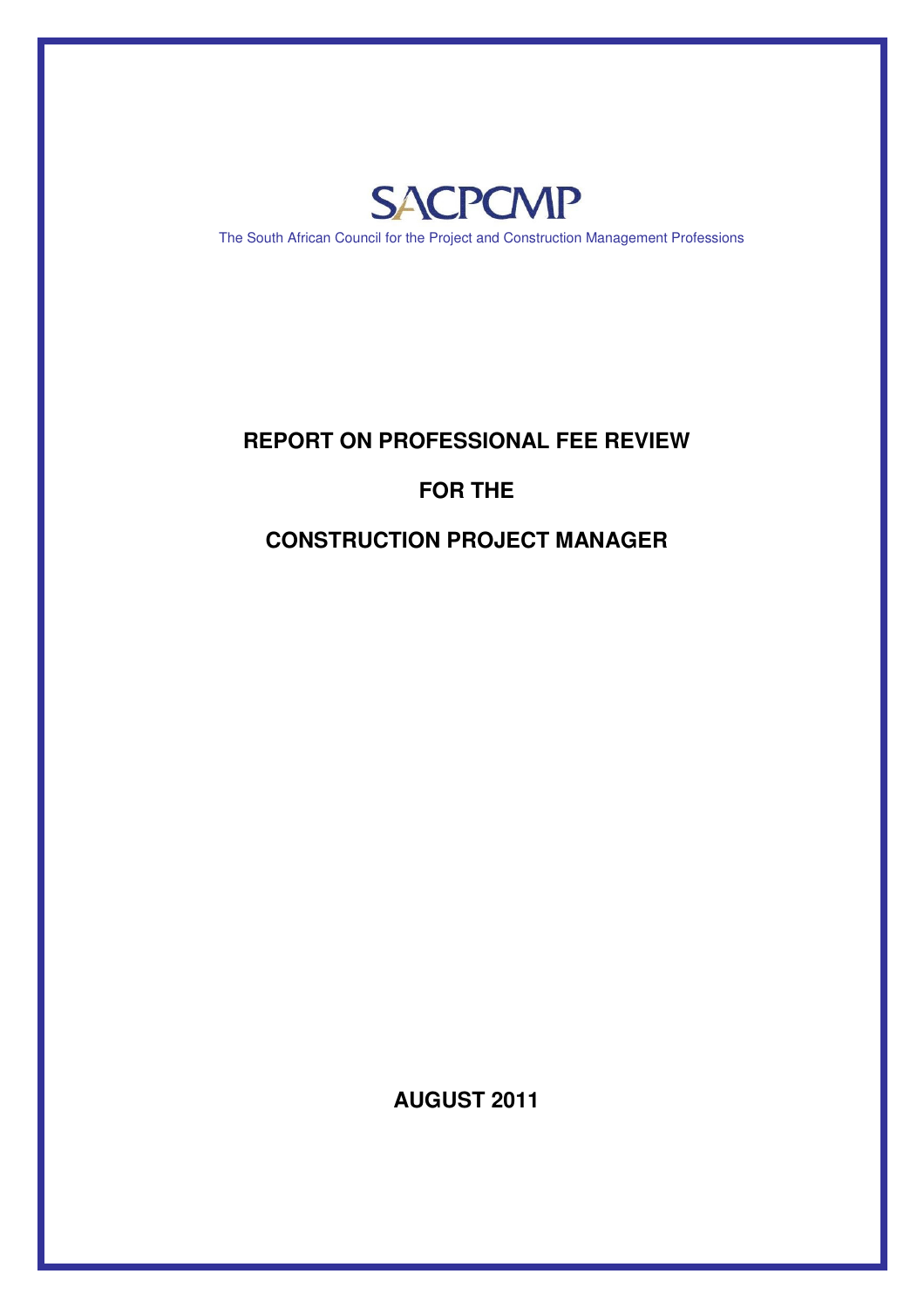SACPCMP

The South African Council for the Project and Construction Management Professions

# REPORT ON PROFESSIONAL FEE REVIEW

# FOR THE

# CONSTRUCTION PROJECT MANAGER

**AUGUST 2011**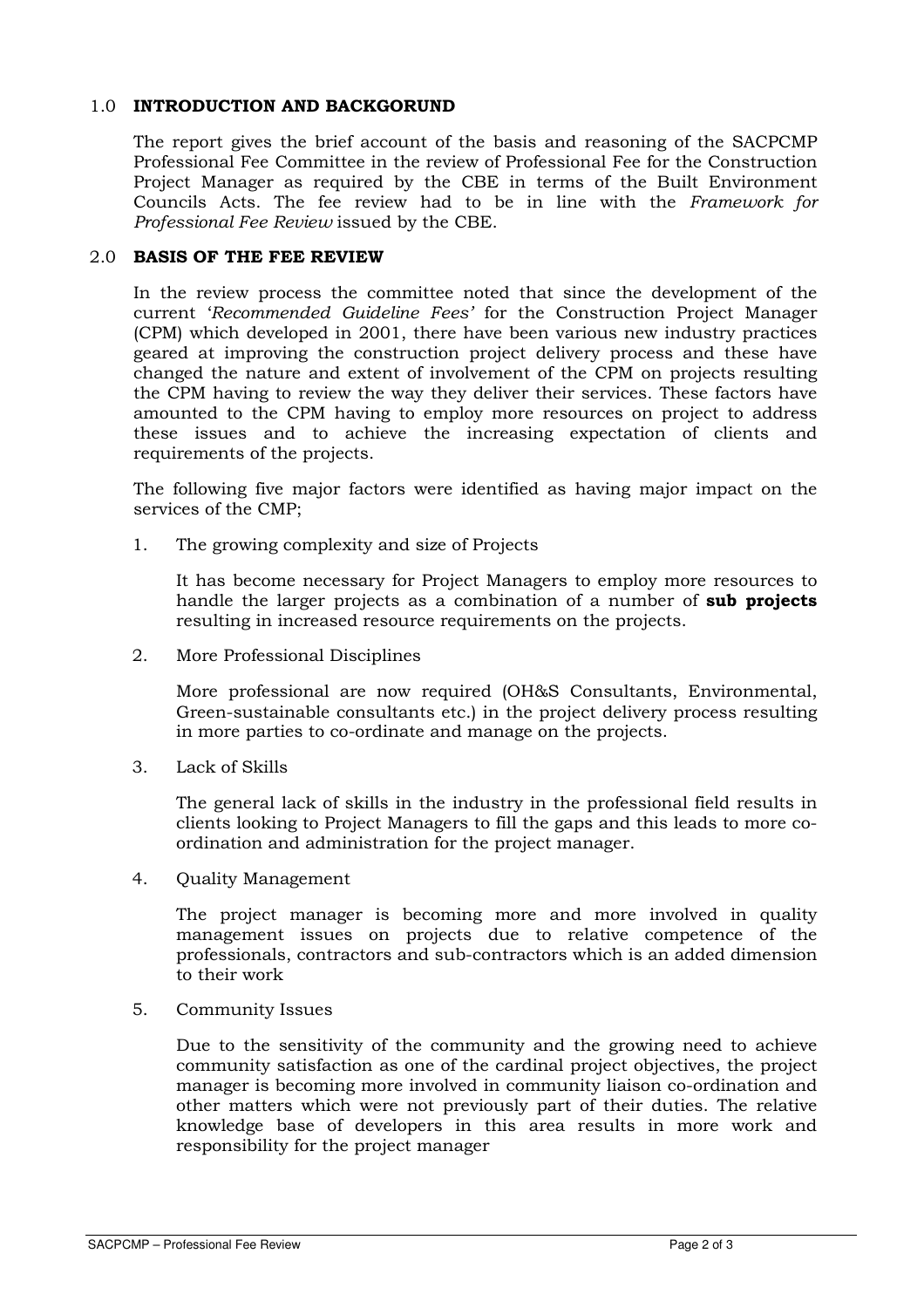## 1.0 INTRODUCTION AND BACKGORUND

The report gives the brief account of the basis and reasoning of the SACPCMP Professional Fee Committee in the review of Professional Fee for the Construction Project Manager as required by the CBE in terms of the Built Environment Councils Acts. The fee review had to be in line with the *Framework for Professional Fee Review* issued by the CBE.

## 2.0 BASIS OF THE FEE REVIEW

In the review process the committee noted that since the development of the current '*Recommended Guideline Fees'* for the Construction Project Manager (CPM) which developed in 2001, there have been various new industry practices geared at improving the construction project delivery process and these have changed the nature and extent of involvement of the CPM on projects resulting the CPM having to review the way they deliver their services. These factors have amounted to the CPM having to employ more resources on project to address these issues and to achieve the increasing expectation of clients and requirements of the projects.

The following five major factors were identified as having major impact on the services of the CMP;

1. The growing complexity and size of Projects

   It has become necessary for Project Managers to employ more resources to handle the larger projects as a combination of a number of **sub projects** resulting in increased resource requirements on the projects.

2. More Professional Disciplines

   More professional are now required (OH&S Consultants, Environmental, Green-sustainable consultants etc.) in the project delivery process resulting in more parties to co-ordinate and manage on the projects.

3. Lack of Skills

   The general lack of skills in the industry in the professional field results in clients looking to Project Managers to fill the gaps and this leads to more co-ordination and administration for the project manager.

4. Quality Management

   The project manager is becoming more and more involved in quality management issues on projects due to relative competence of the professionals, contractors and sub-contractors which is an added dimension to their work

5. Community Issues

   Due to the sensitivity of the community and the growing need to achieve community satisfaction as one of the cardinal project objectives, the project manager is becoming more involved in community liaison co-ordination and other matters which were not previously part of their duties. The relative knowledge base of developers in this area results in more work and responsibility for the project manager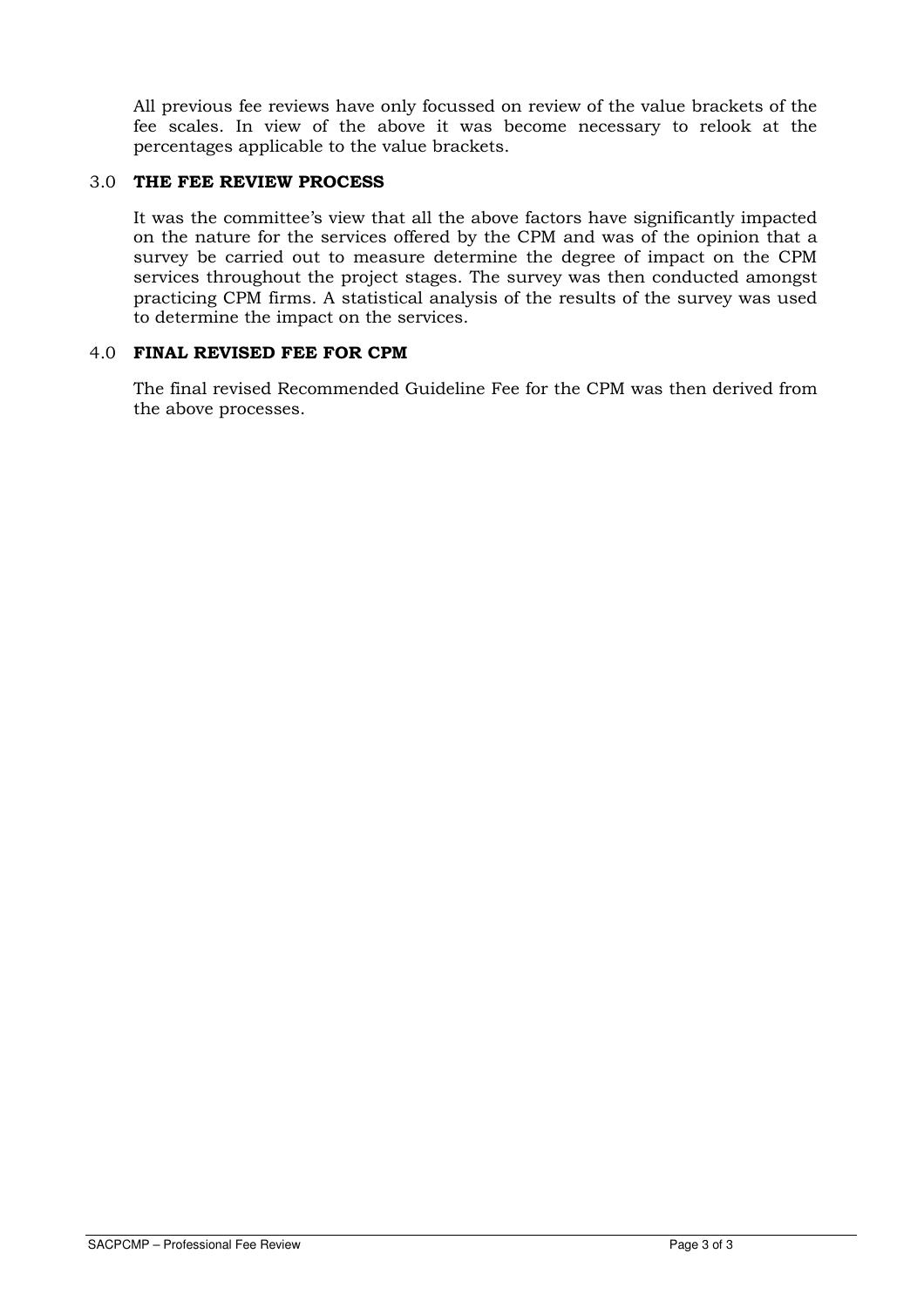All previous fee reviews have only focussed on review of the value brackets of the fee scales. In view of the above it was become necessary to relook at the percentages applicable to the value brackets.

## 3.0 THE FEE REVIEW PROCESS

It was the committee's view that all the above factors have significantly impacted on the nature for the services offered by the CPM and was of the opinion that a survey be carried out to measure determine the degree of impact on the CPM services throughout the project stages. The survey was then conducted amongst practicing CPM firms. A statistical analysis of the results of the survey was used to determine the impact on the services.

## 4.0 FINAL REVISED FEE FOR CPM

The final revised Recommended Guideline Fee for the CPM was then derived from the above processes.